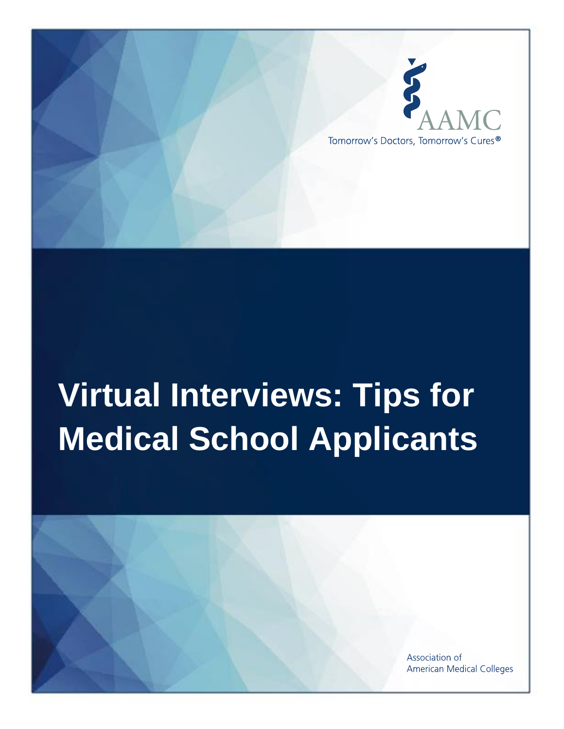AAMC

Tomorrow's Doctors, Tomorrow's Cures®

# Virtual Interviews: Tips for Medical School Applicants

Association of American Medical Colleges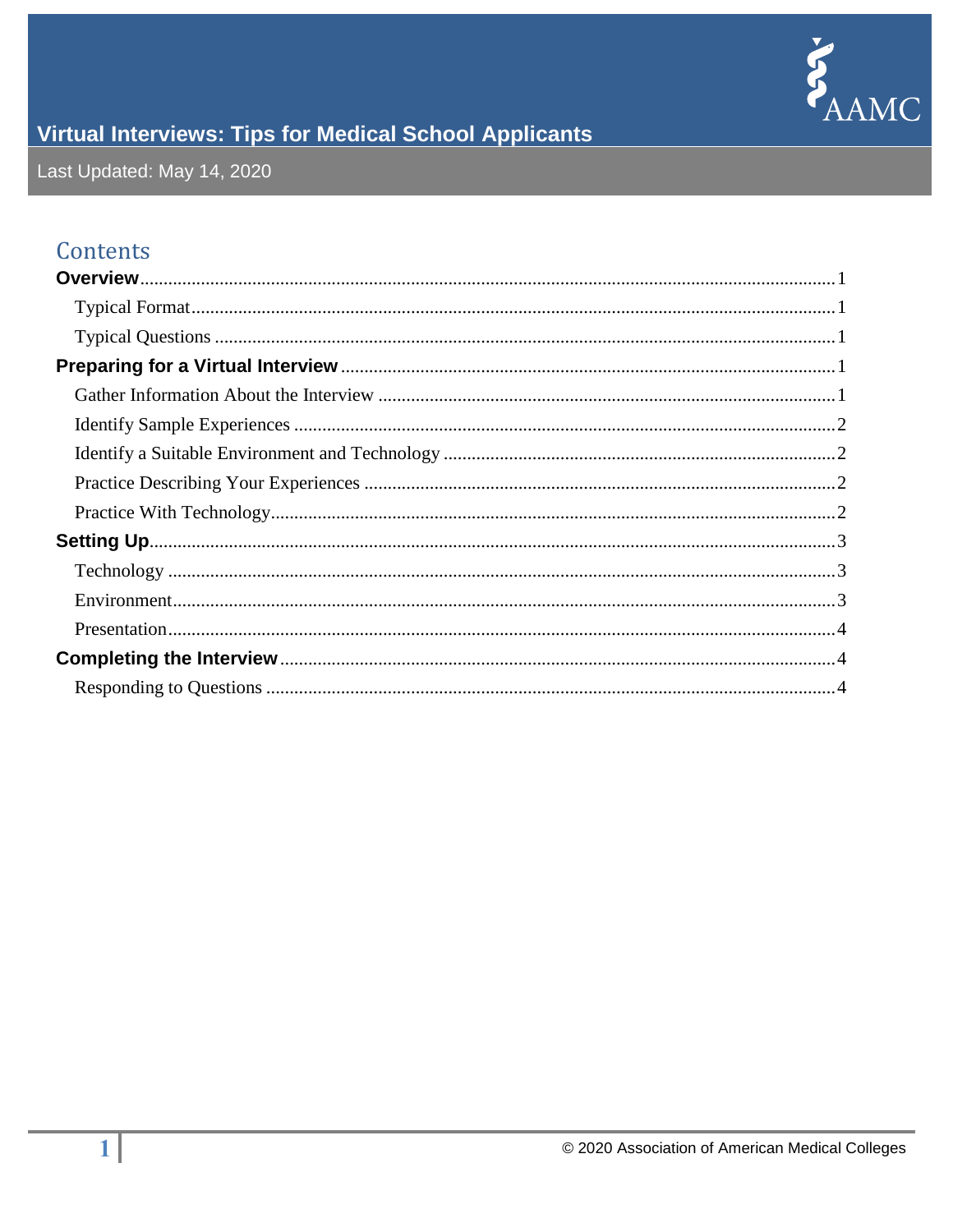# Virtual Interviews: Tips for Medical School Applicants

Last Updated: May 14, 2020

## Contents

**Overview** .......... 1

- Typical Format .......... 1
- Typical Questions .......... 1

**Preparing for a Virtual Interview** .......... 1

- Gather Information About the Interview .......... 1
- Identify Sample Experiences .......... 2
- Identify a Suitable Environment and Technology .......... 2
- Practice Describing Your Experiences .......... 2
- Practice With Technology .......... 2

**Setting Up** .......... 3

- Technology .......... 3
- Environment .......... 3
- Presentation .......... 4

**Completing the Interview** .......... 4

- Responding to Questions .......... 4

© 2020 Association of American Medical Colleges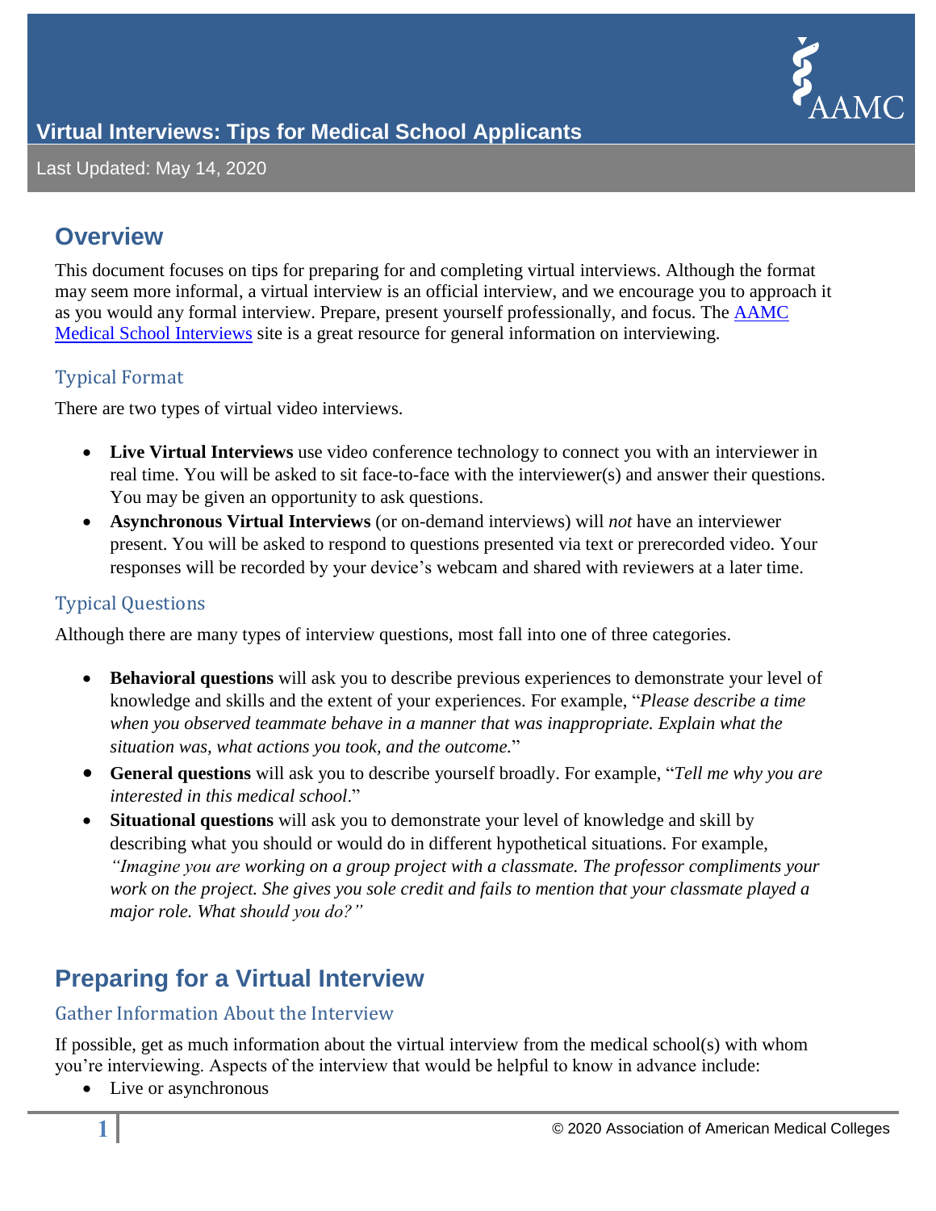# Virtual Interviews: Tips for Medical School Applicants

Last Updated: May 14, 2020

## Overview

This document focuses on tips for preparing for and completing virtual interviews. Although the format may seem more informal, a virtual interview is an official interview, and we encourage you to approach it as you would any formal interview. Prepare, present yourself professionally, and focus. The [AAMC Medical School Interviews]() site is a great resource for general information on interviewing.

### Typical Format

There are two types of virtual video interviews.

- **Live Virtual Interviews** use video conference technology to connect you with an interviewer in real time. You will be asked to sit face-to-face with the interviewer(s) and answer their questions. You may be given an opportunity to ask questions.
- **Asynchronous Virtual Interviews** (or on-demand interviews) will *not* have an interviewer present. You will be asked to respond to questions presented via text or prerecorded video. Your responses will be recorded by your device's webcam and shared with reviewers at a later time.

### Typical Questions

Although there are many types of interview questions, most fall into one of three categories.

- **Behavioral questions** will ask you to describe previous experiences to demonstrate your level of knowledge and skills and the extent of your experiences. For example, "*Please describe a time when you observed teammate behave in a manner that was inappropriate. Explain what the situation was, what actions you took, and the outcome.*"
- **General questions** will ask you to describe yourself broadly. For example, "*Tell me why you are interested in this medical school*."
- **Situational questions** will ask you to demonstrate your level of knowledge and skill by describing what you should or would do in different hypothetical situations. For example, *"Imagine you are working on a group project with a classmate. The professor compliments your work on the project. She gives you sole credit and fails to mention that your classmate played a major role. What should you do?"*

## Preparing for a Virtual Interview

### Gather Information About the Interview

If possible, get as much information about the virtual interview from the medical school(s) with whom you're interviewing. Aspects of the interview that would be helpful to know in advance include:

- Live or asynchronous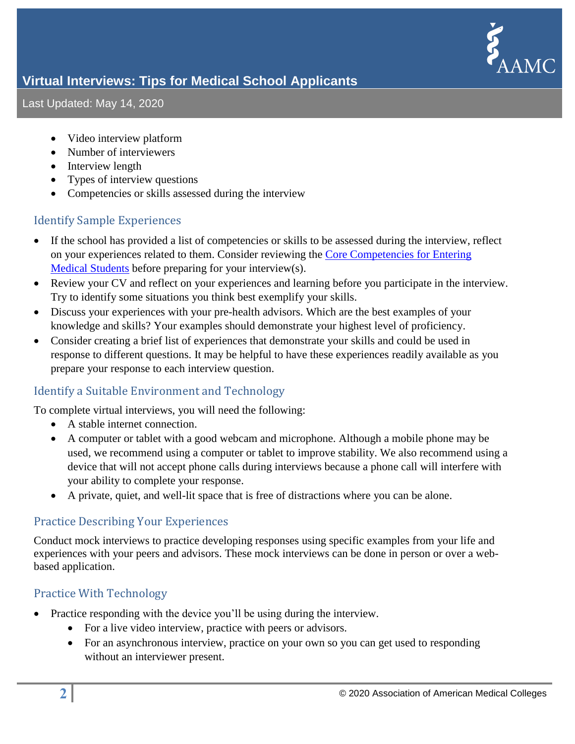- Video interview platform
- Number of interviewers
- Interview length
- Types of interview questions
- Competencies or skills assessed during the interview

## Identify Sample Experiences

- If the school has provided a list of competencies or skills to be assessed during the interview, reflect on your experiences related to them. Consider reviewing the Core Competencies for Entering Medical Students before preparing for your interview(s).
- Review your CV and reflect on your experiences and learning before you participate in the interview. Try to identify some situations you think best exemplify your skills.
- Discuss your experiences with your pre-health advisors. Which are the best examples of your knowledge and skills? Your examples should demonstrate your highest level of proficiency.
- Consider creating a brief list of experiences that demonstrate your skills and could be used in response to different questions. It may be helpful to have these experiences readily available as you prepare your response to each interview question.

## Identify a Suitable Environment and Technology

To complete virtual interviews, you will need the following:

- A stable internet connection.
- A computer or tablet with a good webcam and microphone. Although a mobile phone may be used, we recommend using a computer or tablet to improve stability. We also recommend using a device that will not accept phone calls during interviews because a phone call will interfere with your ability to complete your response.
- A private, quiet, and well-lit space that is free of distractions where you can be alone.

## Practice Describing Your Experiences

Conduct mock interviews to practice developing responses using specific examples from your life and experiences with your peers and advisors. These mock interviews can be done in person or over a web-based application.

## Practice With Technology

- Practice responding with the device you'll be using during the interview.
  - For a live video interview, practice with peers or advisors.
  - For an asynchronous interview, practice on your own so you can get used to responding without an interviewer present.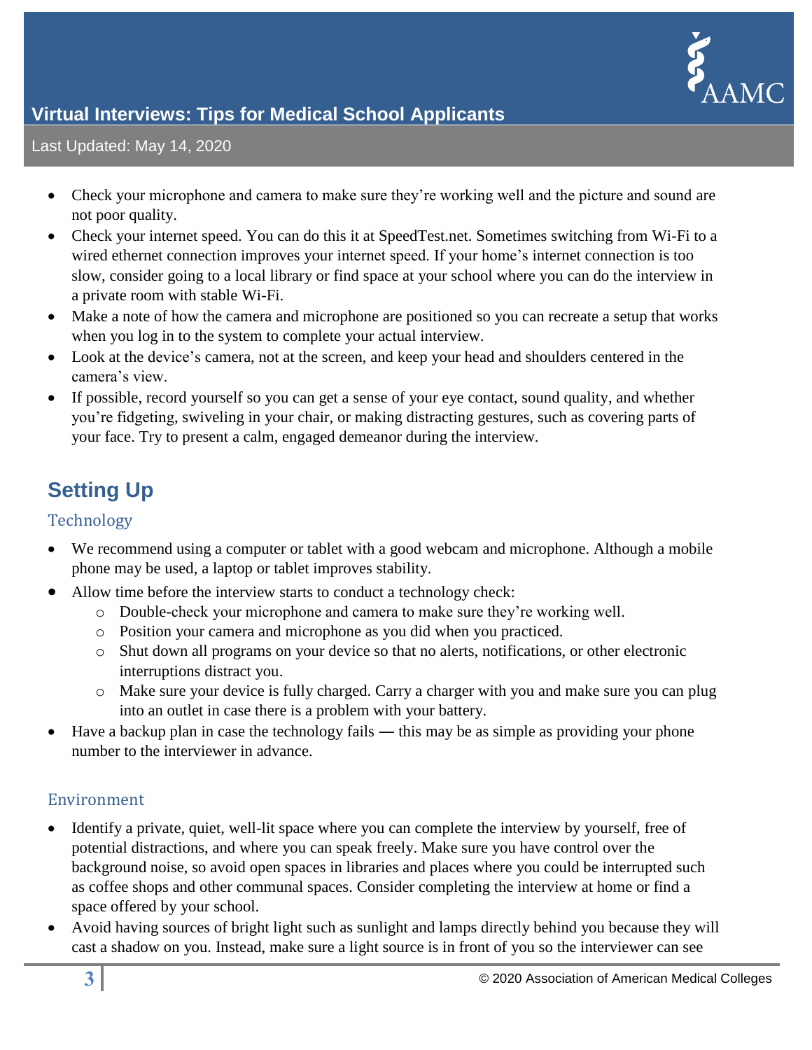- Check your microphone and camera to make sure they're working well and the picture and sound are not poor quality.
- Check your internet speed. You can do this it at SpeedTest.net. Sometimes switching from Wi-Fi to a wired ethernet connection improves your internet speed. If your home's internet connection is too slow, consider going to a local library or find space at your school where you can do the interview in a private room with stable Wi-Fi.
- Make a note of how the camera and microphone are positioned so you can recreate a setup that works when you log in to the system to complete your actual interview.
- Look at the device's camera, not at the screen, and keep your head and shoulders centered in the camera's view.
- If possible, record yourself so you can get a sense of your eye contact, sound quality, and whether you're fidgeting, swiveling in your chair, or making distracting gestures, such as covering parts of your face. Try to present a calm, engaged demeanor during the interview.

## Setting Up

### Technology

- We recommend using a computer or tablet with a good webcam and microphone. Although a mobile phone may be used, a laptop or tablet improves stability.
- Allow time before the interview starts to conduct a technology check:
  - Double-check your microphone and camera to make sure they're working well.
  - Position your camera and microphone as you did when you practiced.
  - Shut down all programs on your device so that no alerts, notifications, or other electronic interruptions distract you.
  - Make sure your device is fully charged. Carry a charger with you and make sure you can plug into an outlet in case there is a problem with your battery.
- Have a backup plan in case the technology fails — this may be as simple as providing your phone number to the interviewer in advance.

### Environment

- Identify a private, quiet, well-lit space where you can complete the interview by yourself, free of potential distractions, and where you can speak freely. Make sure you have control over the background noise, so avoid open spaces in libraries and places where you could be interrupted such as coffee shops and other communal spaces. Consider completing the interview at home or find a space offered by your school.
- Avoid having sources of bright light such as sunlight and lamps directly behind you because they will cast a shadow on you. Instead, make sure a light source is in front of you so the interviewer can see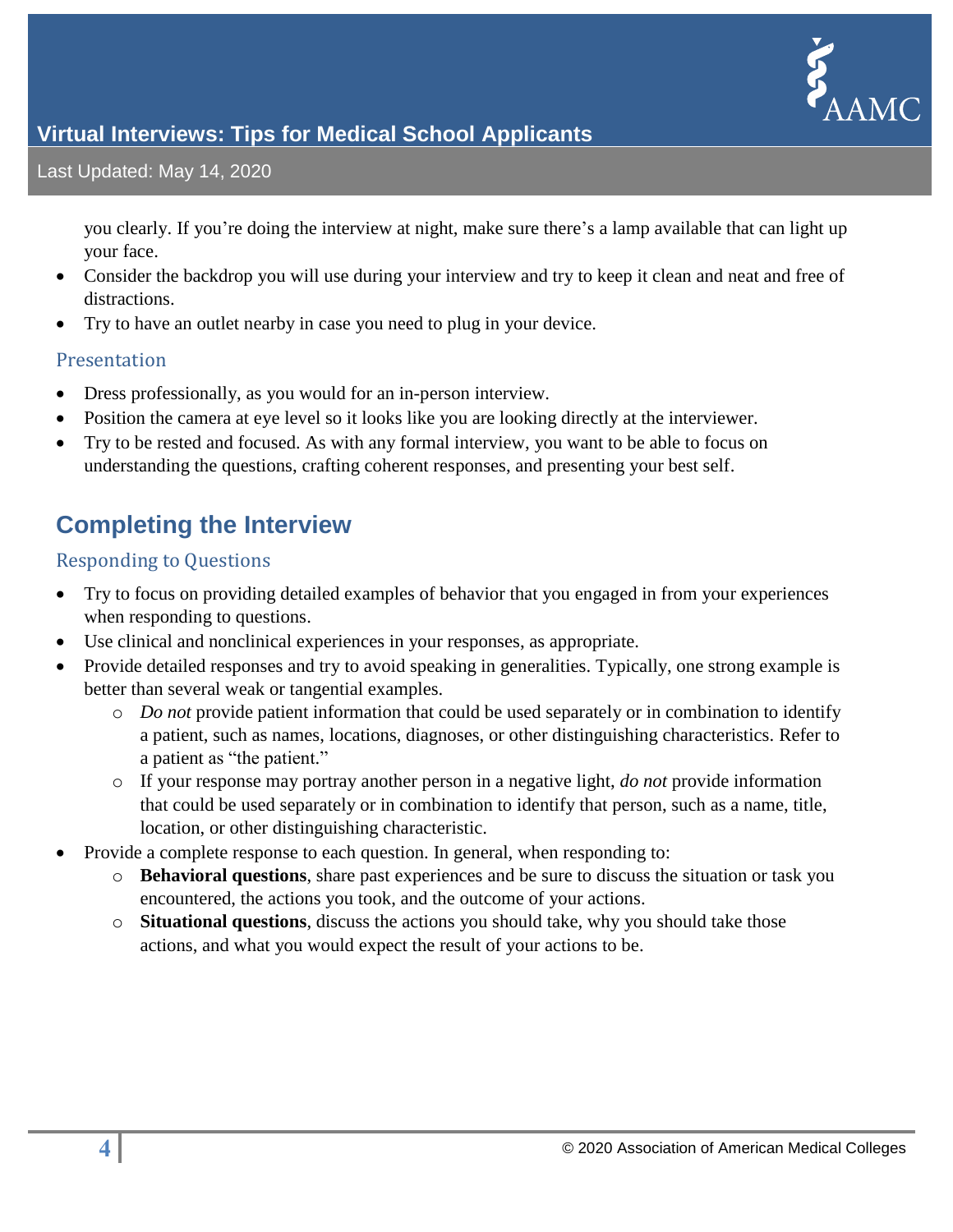you clearly. If you're doing the interview at night, make sure there's a lamp available that can light up your face.

- Consider the backdrop you will use during your interview and try to keep it clean and neat and free of distractions.
- Try to have an outlet nearby in case you need to plug in your device.

### Presentation

- Dress professionally, as you would for an in-person interview.
- Position the camera at eye level so it looks like you are looking directly at the interviewer.
- Try to be rested and focused. As with any formal interview, you want to be able to focus on understanding the questions, crafting coherent responses, and presenting your best self.

## Completing the Interview

### Responding to Questions

- Try to focus on providing detailed examples of behavior that you engaged in from your experiences when responding to questions.
- Use clinical and nonclinical experiences in your responses, as appropriate.
- Provide detailed responses and try to avoid speaking in generalities. Typically, one strong example is better than several weak or tangential examples.
    - *Do not* provide patient information that could be used separately or in combination to identify a patient, such as names, locations, diagnoses, or other distinguishing characteristics. Refer to a patient as "the patient."
    - If your response may portray another person in a negative light, *do not* provide information that could be used separately or in combination to identify that person, such as a name, title, location, or other distinguishing characteristic.
- Provide a complete response to each question. In general, when responding to:
    - **Behavioral questions**, share past experiences and be sure to discuss the situation or task you encountered, the actions you took, and the outcome of your actions.
    - **Situational questions**, discuss the actions you should take, why you should take those actions, and what you would expect the result of your actions to be.